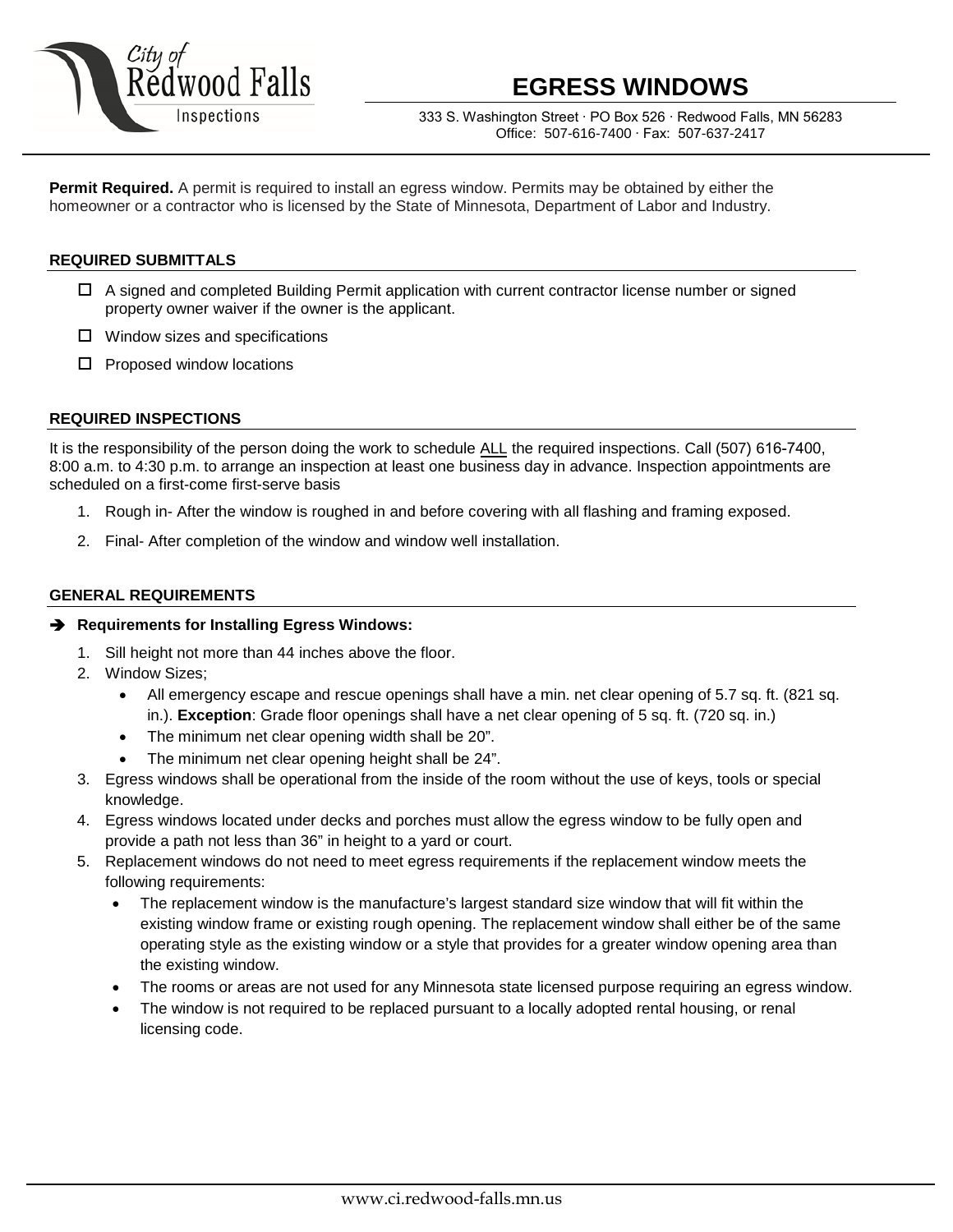City of Redwood Falls Inspections

# EGRESS WINDOWS

333 S. Washington Street · PO Box 526 · Redwood Falls, MN 56283
Office: 507-616-7400 · Fax: 507-637-2417

**Permit Required.** A permit is required to install an egress window. Permits may be obtained by either the homeowner or a contractor who is licensed by the State of Minnesota, Department of Labor and Industry.

## REQUIRED SUBMITTALS

- ☐ A signed and completed Building Permit application with current contractor license number or signed property owner waiver if the owner is the applicant.
- ☐ Window sizes and specifications
- ☐ Proposed window locations

## REQUIRED INSPECTIONS

It is the responsibility of the person doing the work to schedule ALL the required inspections. Call (507) 616-7400, 8:00 a.m. to 4:30 p.m. to arrange an inspection at least one business day in advance. Inspection appointments are scheduled on a first-come first-serve basis

1. Rough in- After the window is roughed in and before covering with all flashing and framing exposed.
2. Final- After completion of the window and window well installation.

## GENERAL REQUIREMENTS

➔ **Requirements for Installing Egress Windows:**

1. Sill height not more than 44 inches above the floor.
2. Window Sizes;
   - All emergency escape and rescue openings shall have a min. net clear opening of 5.7 sq. ft. (821 sq. in.). **Exception**: Grade floor openings shall have a net clear opening of 5 sq. ft. (720 sq. in.)
   - The minimum net clear opening width shall be 20".
   - The minimum net clear opening height shall be 24".
3. Egress windows shall be operational from the inside of the room without the use of keys, tools or special knowledge.
4. Egress windows located under decks and porches must allow the egress window to be fully open and provide a path not less than 36" in height to a yard or court.
5. Replacement windows do not need to meet egress requirements if the replacement window meets the following requirements:
   - The replacement window is the manufacture's largest standard size window that will fit within the existing window frame or existing rough opening. The replacement window shall either be of the same operating style as the existing window or a style that provides for a greater window opening area than the existing window.
   - The rooms or areas are not used for any Minnesota state licensed purpose requiring an egress window.
   - The window is not required to be replaced pursuant to a locally adopted rental housing, or renal licensing code.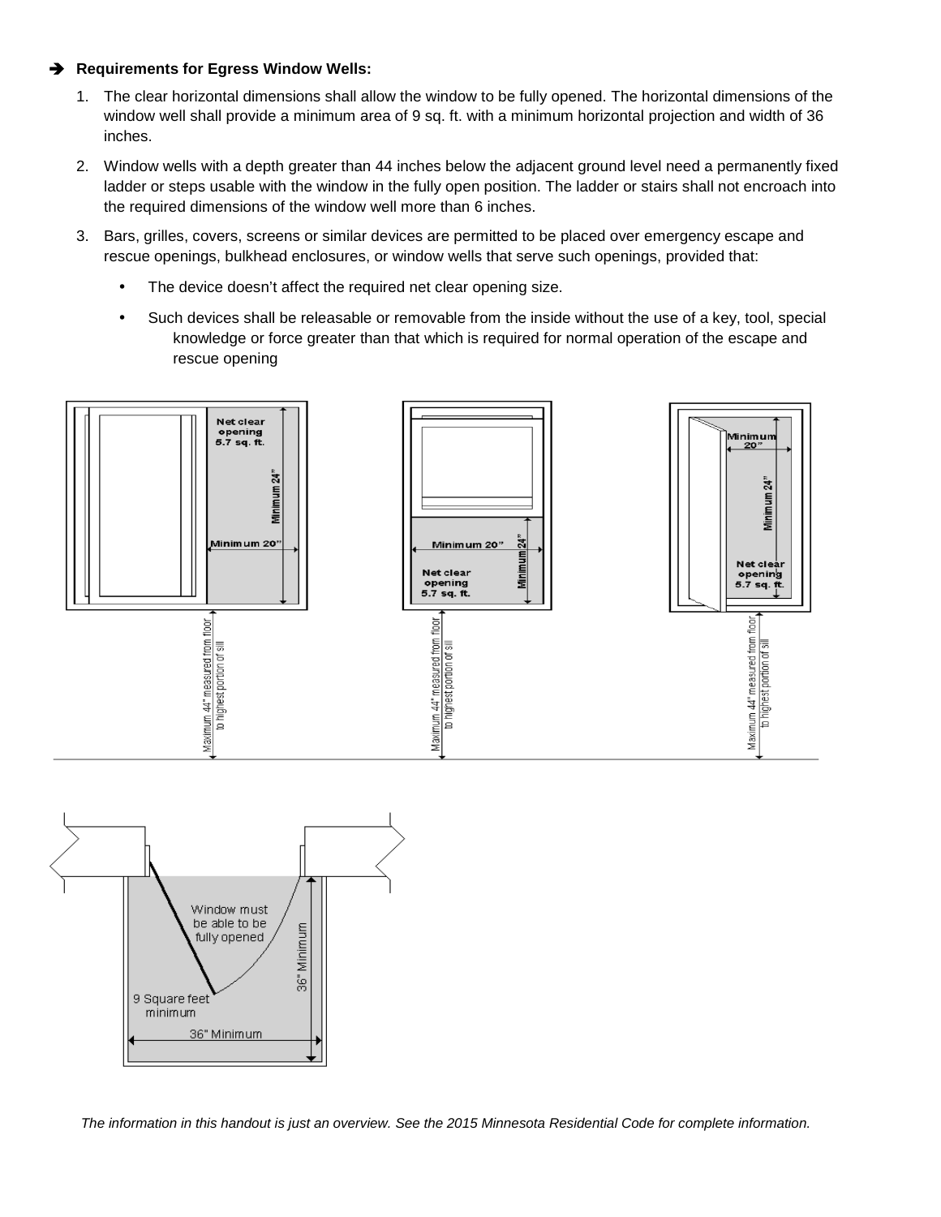**➔ Requirements for Egress Window Wells:**

1. The clear horizontal dimensions shall allow the window to be fully opened. The horizontal dimensions of the window well shall provide a minimum area of 9 sq. ft. with a minimum horizontal projection and width of 36 inches.
2. Window wells with a depth greater than 44 inches below the adjacent ground level need a permanently fixed ladder or steps usable with the window in the fully open position. The ladder or stairs shall not encroach into the required dimensions of the window well more than 6 inches.
3. Bars, grilles, covers, screens or similar devices are permitted to be placed over emergency escape and rescue openings, bulkhead enclosures, or window wells that serve such openings, provided that:
   - The device doesn't affect the required net clear opening size.
   - Such devices shall be releasable or removable from the inside without the use of a key, tool, special knowledge or force greater than that which is required for normal operation of the escape and rescue opening

Net clear opening 5.7 sq. ft.
Minimum 24"
Minimum 20"
Maximum 44" measured from floor to highest portion of sill

Minimum 20"
Minimum 24"
Net clear opening 5.7 sq. ft.
Maximum 44" measured from floor to highest portion of sill

Minimum 20"
Minimum 24"
Net clear opening 5.7 sq. ft.
Maximum 44" measured from floor to highest portion of sill

Window must be able to be fully opened
9 Square feet minimum
36" Minimum
36" Minimum

*The information in this handout is just an overview. See the 2015 Minnesota Residential Code for complete information.*